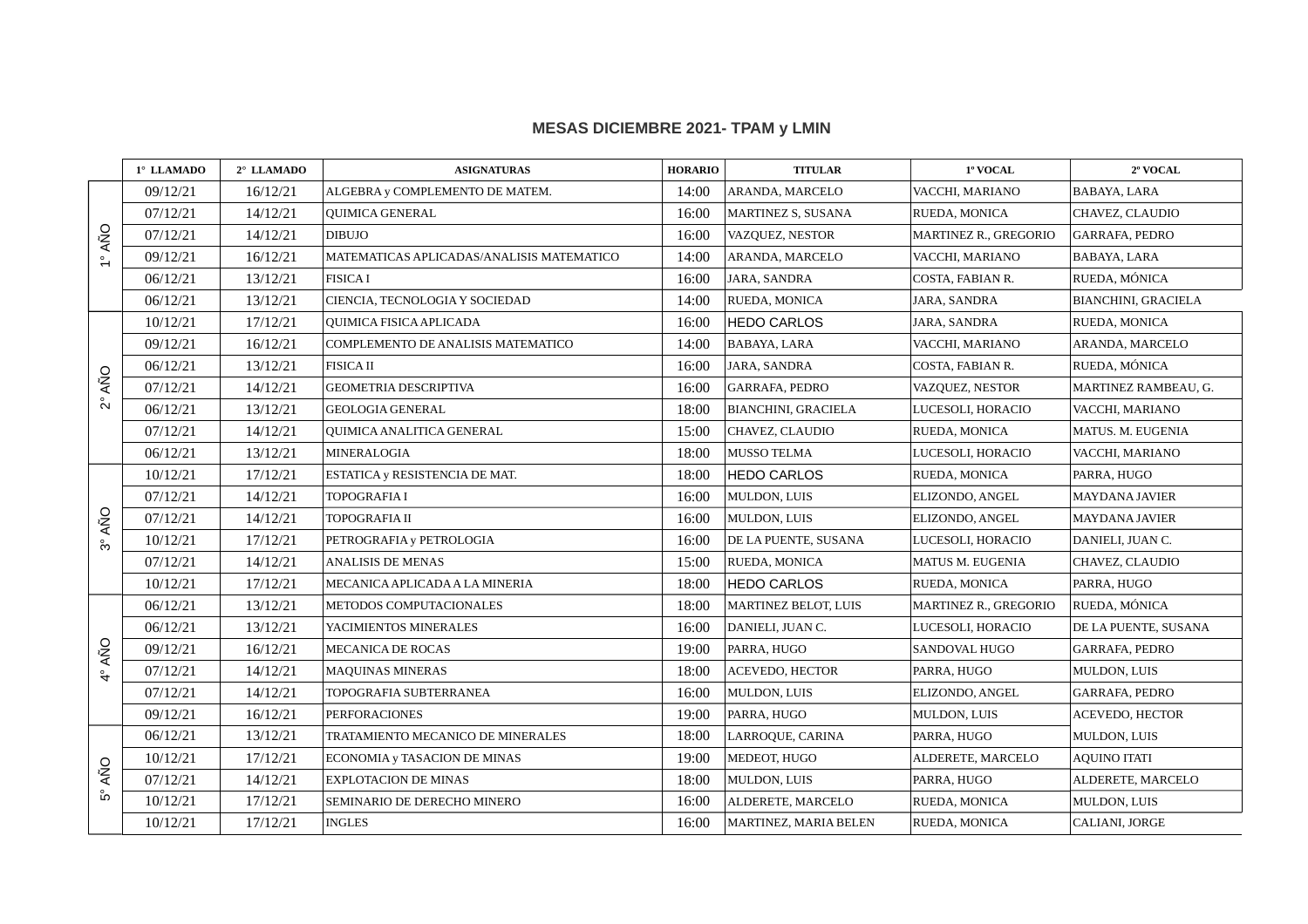## MESAS DICIEMBRE 2021- TPAM y LMIN

| | 1° LLAMADO | 2° LLAMADO | ASIGNATURAS | HORARIO | TITULAR | 1º VOCAL | 2º VOCAL |
|---|---|---|---|---|---|---|---|
| 1° AÑO | 09/12/21 | 16/12/21 | ALGEBRA y COMPLEMENTO DE MATEM. | 14:00 | ARANDA, MARCELO | VACCHI, MARIANO | BABAYA, LARA |
| | 07/12/21 | 14/12/21 | QUIMICA GENERAL | 16:00 | MARTINEZ S, SUSANA | RUEDA, MONICA | CHAVEZ, CLAUDIO |
| | 07/12/21 | 14/12/21 | DIBUJO | 16:00 | VAZQUEZ, NESTOR | MARTINEZ R., GREGORIO | GARRAFA, PEDRO |
| | 09/12/21 | 16/12/21 | MATEMATICAS APLICADAS/ANALISIS MATEMATICO | 14:00 | ARANDA, MARCELO | VACCHI, MARIANO | BABAYA, LARA |
| | 06/12/21 | 13/12/21 | FISICA I | 16:00 | JARA, SANDRA | COSTA, FABIAN R. | RUEDA, MÓNICA |
| | 06/12/21 | 13/12/21 | CIENCIA, TECNOLOGIA Y SOCIEDAD | 14:00 | RUEDA, MONICA | JARA, SANDRA | BIANCHINI, GRACIELA |
| 2° AÑO | 10/12/21 | 17/12/21 | QUIMICA FISICA APLICADA | 16:00 | HEDO CARLOS | JARA, SANDRA | RUEDA, MONICA |
| | 09/12/21 | 16/12/21 | COMPLEMENTO DE ANALISIS MATEMATICO | 14:00 | BABAYA, LARA | VACCHI, MARIANO | ARANDA, MARCELO |
| | 06/12/21 | 13/12/21 | FISICA II | 16:00 | JARA, SANDRA | COSTA, FABIAN R. | RUEDA, MÓNICA |
| | 07/12/21 | 14/12/21 | GEOMETRIA DESCRIPTIVA | 16:00 | GARRAFA, PEDRO | VAZQUEZ, NESTOR | MARTINEZ RAMBEAU, G. |
| | 06/12/21 | 13/12/21 | GEOLOGIA GENERAL | 18:00 | BIANCHINI, GRACIELA | LUCESOLI, HORACIO | VACCHI, MARIANO |
| | 07/12/21 | 14/12/21 | QUIMICA ANALITICA GENERAL | 15:00 | CHAVEZ, CLAUDIO | RUEDA, MONICA | MATUS. M. EUGENIA |
| | 06/12/21 | 13/12/21 | MINERALOGIA | 18:00 | MUSSO TELMA | LUCESOLI, HORACIO | VACCHI, MARIANO |
| 3° AÑO | 10/12/21 | 17/12/21 | ESTATICA y RESISTENCIA DE MAT. | 18:00 | HEDO CARLOS | RUEDA, MONICA | PARRA, HUGO |
| | 07/12/21 | 14/12/21 | TOPOGRAFIA I | 16:00 | MULDON, LUIS | ELIZONDO, ANGEL | MAYDANA JAVIER |
| | 07/12/21 | 14/12/21 | TOPOGRAFIA II | 16:00 | MULDON, LUIS | ELIZONDO, ANGEL | MAYDANA JAVIER |
| | 10/12/21 | 17/12/21 | PETROGRAFIA y PETROLOGIA | 16:00 | DE LA PUENTE, SUSANA | LUCESOLI, HORACIO | DANIELI, JUAN C. |
| | 07/12/21 | 14/12/21 | ANALISIS DE MENAS | 15:00 | RUEDA, MONICA | MATUS M. EUGENIA | CHAVEZ, CLAUDIO |
| | 10/12/21 | 17/12/21 | MECANICA APLICADA A LA MINERIA | 18:00 | HEDO CARLOS | RUEDA, MONICA | PARRA, HUGO |
| 4° AÑO | 06/12/21 | 13/12/21 | METODOS COMPUTACIONALES | 18:00 | MARTINEZ BELOT, LUIS | MARTINEZ R., GREGORIO | RUEDA, MÓNICA |
| | 06/12/21 | 13/12/21 | YACIMIENTOS MINERALES | 16:00 | DANIELI, JUAN C. | LUCESOLI, HORACIO | DE LA PUENTE, SUSANA |
| | 09/12/21 | 16/12/21 | MECANICA DE ROCAS | 19:00 | PARRA, HUGO | SANDOVAL HUGO | GARRAFA, PEDRO |
| | 07/12/21 | 14/12/21 | MAQUINAS MINERAS | 18:00 | ACEVEDO, HECTOR | PARRA, HUGO | MULDON, LUIS |
| | 07/12/21 | 14/12/21 | TOPOGRAFIA SUBTERRANEA | 16:00 | MULDON, LUIS | ELIZONDO, ANGEL | GARRAFA, PEDRO |
| | 09/12/21 | 16/12/21 | PERFORACIONES | 19:00 | PARRA, HUGO | MULDON, LUIS | ACEVEDO, HECTOR |
| 5° AÑO | 06/12/21 | 13/12/21 | TRATAMIENTO MECANICO DE MINERALES | 18:00 | LARROQUE, CARINA | PARRA, HUGO | MULDON, LUIS |
| | 10/12/21 | 17/12/21 | ECONOMIA y TASACION DE MINAS | 19:00 | MEDEOT, HUGO | ALDERETE, MARCELO | AQUINO ITATI |
| | 07/12/21 | 14/12/21 | EXPLOTACION DE MINAS | 18:00 | MULDON, LUIS | PARRA, HUGO | ALDERETE, MARCELO |
| | 10/12/21 | 17/12/21 | SEMINARIO DE DERECHO MINERO | 16:00 | ALDERETE, MARCELO | RUEDA, MONICA | MULDON, LUIS |
| | 10/12/21 | 17/12/21 | INGLES | 16:00 | MARTINEZ, MARIA BELEN | RUEDA, MONICA | CALIANI, JORGE |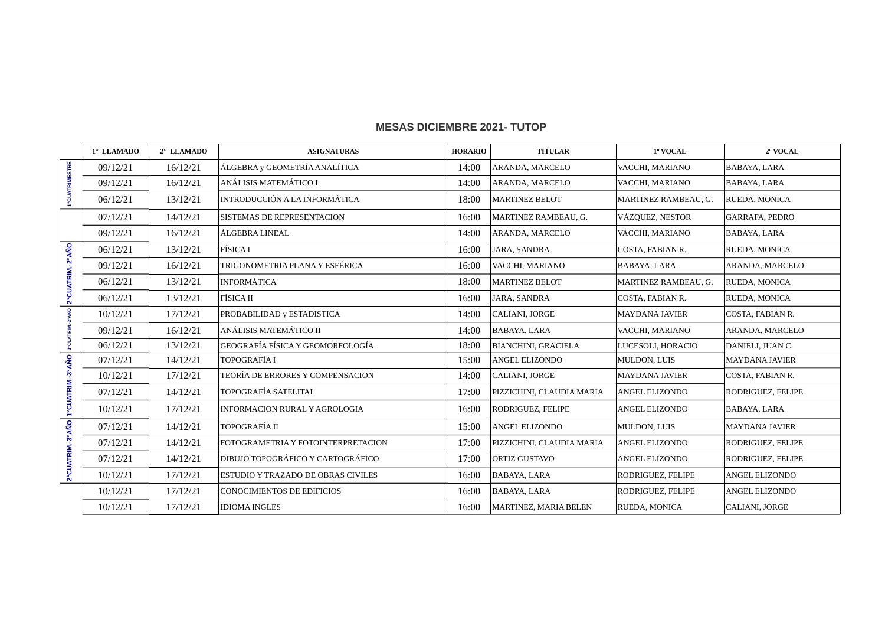## MESAS DICIEMBRE 2021- TUTOP

| | 1° LLAMADO | 2° LLAMADO | ASIGNATURAS | HORARIO | TITULAR | 1º VOCAL | 2º VOCAL |
|---|---|---|---|---|---|---|---|
| 1°CUATRIMESTRE | 09/12/21 | 16/12/21 | ÁLGEBRA y GEOMETRÍA ANALÍTICA | 14:00 | ARANDA, MARCELO | VACCHI, MARIANO | BABAYA, LARA |
| | 09/12/21 | 16/12/21 | ANÁLISIS MATEMÁTICO I | 14:00 | ARANDA, MARCELO | VACCHI, MARIANO | BABAYA, LARA |
| | 06/12/21 | 13/12/21 | INTRODUCCIÓN A LA INFORMÁTICA | 18:00 | MARTINEZ BELOT | MARTINEZ RAMBEAU, G. | RUEDA, MONICA |
| | 07/12/21 | 14/12/21 | SISTEMAS DE REPRESENTACION | 16:00 | MARTINEZ RAMBEAU, G. | VÁZQUEZ, NESTOR | GARRAFA, PEDRO |
| 2°CUATRIM.-2°AÑO | 09/12/21 | 16/12/21 | ÁLGEBRA LINEAL | 14:00 | ARANDA, MARCELO | VACCHI, MARIANO | BABAYA, LARA |
| | 06/12/21 | 13/12/21 | FÍSICA I | 16:00 | JARA, SANDRA | COSTA, FABIAN R. | RUEDA, MONICA |
| | 09/12/21 | 16/12/21 | TRIGONOMETRIA PLANA Y ESFÉRICA | 16:00 | VACCHI, MARIANO | BABAYA, LARA | ARANDA, MARCELO |
| | 06/12/21 | 13/12/21 | INFORMÁTICA | 18:00 | MARTINEZ BELOT | MARTINEZ RAMBEAU, G. | RUEDA, MONICA |
| 1°CUATRIM.-2°AÑO | 06/12/21 | 13/12/21 | FÍSICA II | 16:00 | JARA, SANDRA | COSTA, FABIAN R. | RUEDA, MONICA |
| | 10/12/21 | 17/12/21 | PROBABILIDAD y ESTADISTICA | 14:00 | CALIANI, JORGE | MAYDANA JAVIER | COSTA, FABIAN R. |
| | 09/12/21 | 16/12/21 | ANÁLISIS MATEMÁTICO II | 14:00 | BABAYA, LARA | VACCHI, MARIANO | ARANDA, MARCELO |
| | 06/12/21 | 13/12/21 | GEOGRAFÍA FÍSICA Y GEOMORFOLOGÍA | 18:00 | BIANCHINI, GRACIELA | LUCESOLI, HORACIO | DANIELI, JUAN C. |
| 1°CUATRIM.-3°AÑO | 07/12/21 | 14/12/21 | TOPOGRAFÍA I | 15:00 | ANGEL ELIZONDO | MULDON, LUIS | MAYDANA JAVIER |
| | 10/12/21 | 17/12/21 | TEORÍA DE ERRORES Y COMPENSACION | 14:00 | CALIANI, JORGE | MAYDANA JAVIER | COSTA, FABIAN R. |
| | 07/12/21 | 14/12/21 | TOPOGRAFÍA SATELITAL | 17:00 | PIZZICHINI, CLAUDIA MARIA | ANGEL ELIZONDO | RODRIGUEZ, FELIPE |
| | 10/12/21 | 17/12/21 | INFORMACION RURAL Y AGROLOGIA | 16:00 | RODRIGUEZ, FELIPE | ANGEL ELIZONDO | BABAYA, LARA |
| 2°CUATRIM.-3°AÑO | 07/12/21 | 14/12/21 | TOPOGRAFÍA II | 15:00 | ANGEL ELIZONDO | MULDON, LUIS | MAYDANA JAVIER |
| | 07/12/21 | 14/12/21 | FOTOGRAMETRIA Y FOTOINTERPRETACION | 17:00 | PIZZICHINI, CLAUDIA MARIA | ANGEL ELIZONDO | RODRIGUEZ, FELIPE |
| | 07/12/21 | 14/12/21 | DIBUJO TOPOGRÁFICO Y CARTOGRÁFICO | 17:00 | ORTIZ GUSTAVO | ANGEL ELIZONDO | RODRIGUEZ, FELIPE |
| | 10/12/21 | 17/12/21 | ESTUDIO Y TRAZADO DE OBRAS CIVILES | 16:00 | BABAYA, LARA | RODRIGUEZ, FELIPE | ANGEL ELIZONDO |
| | 10/12/21 | 17/12/21 | CONOCIMIENTOS DE EDIFICIOS | 16:00 | BABAYA, LARA | RODRIGUEZ, FELIPE | ANGEL ELIZONDO |
| | 10/12/21 | 17/12/21 | IDIOMA INGLES | 16:00 | MARTINEZ, MARIA BELEN | RUEDA, MONICA | CALIANI, JORGE |